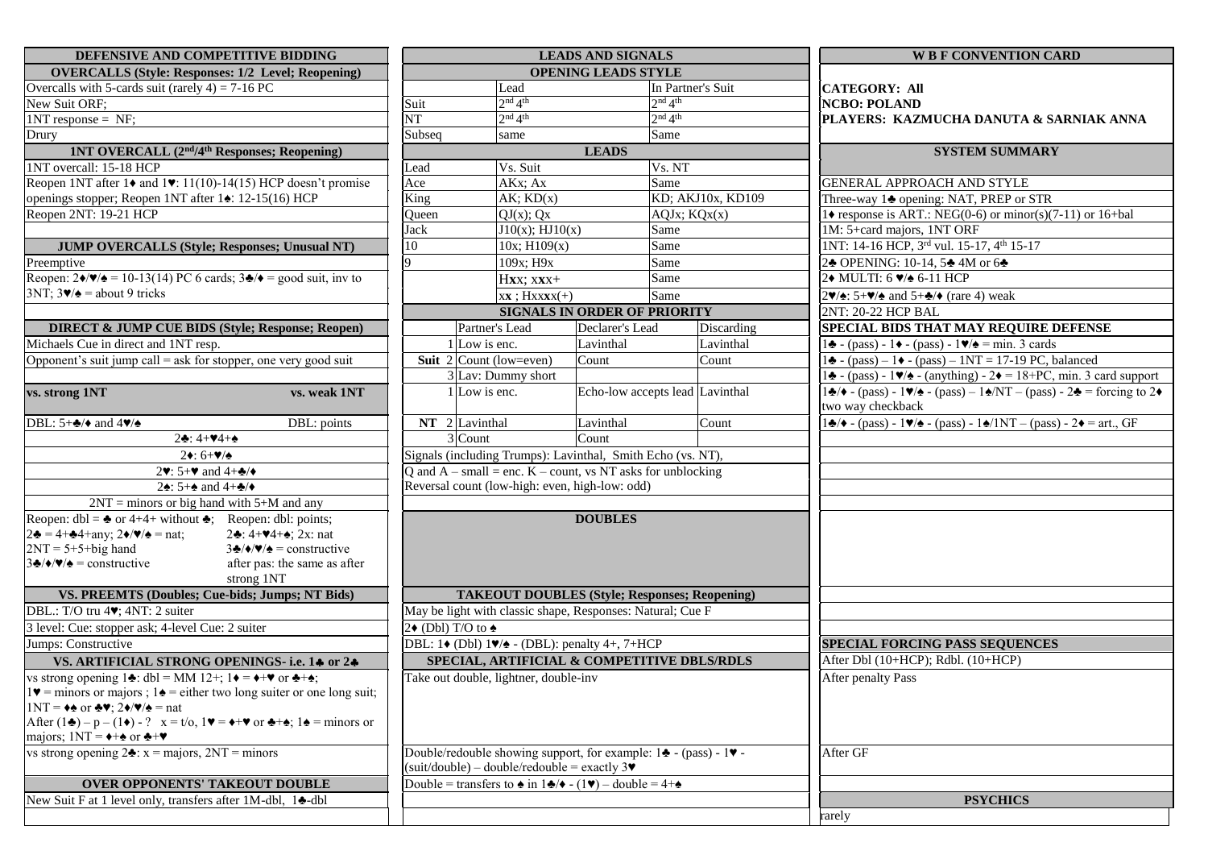## DEFENSIVE AND COMPETITIVE BIDDING

### OVERCALLS (Style: Responses: 1/2 Level; Reopening)

Overcalls with 5-cards suit (rarely 4) = 7-16 PC

New Suit ORF;

1NT response = NF;

Drury

### 1NT OVERCALL (2nd/4th Responses; Reopening)

1NT overcall: 15-18 HCP

Reopen 1NT after 1♦ and 1♥: 11(10)-14(15) HCP doesn't promise openings stopper; Reopen 1NT after 1♠: 12-15(16) HCP

Reopen 2NT: 19-21 HCP

### JUMP OVERCALLS (Style; Responses; Unusual NT)

Preemptive

Reopen: 2♦/♥/♠ = 10-13(14) PC 6 cards; 3♣/♦ = good suit, inv to 3NT; 3♥/♠ = about 9 tricks

### DIRECT & JUMP CUE BIDS (Style; Response; Reopen)

Michaels Cue in direct and 1NT resp.

Opponent's suit jump call = ask for stopper, one very good suit

| vs. strong 1NT | vs. weak 1NT |
|---|---|
| DBL: 5+♣/♦ and 4♥/♠ | DBL: points |
| 2♣: 4+♥4+♠ | |
| 2♦: 6+♥/♠ | |
| 2♥: 5+♥ and 4+♣/♦ | |
| 2♠: 5+♠ and 4+♣/♦ | |
| 2NT = minors or big hand with 5+M and any | |
| Reopen: dbl = ♣ or 4+4+ without ♣; 2♣ = 4+♣4+any; 2♦/♥/♠ = nat; 2NT = 5+5+big hand; 3♣/♦/♥/♠ = constructive | Reopen: dbl: points; 2♣: 4+♥4+♠; 2x: nat; 3♣/♦/♥/♠ = constructive; after pas: the same as after strong 1NT |

### VS. PREEMTS (Doubles; Cue-bids; Jumps; NT Bids)

DBL.: T/O tru 4♥; 4NT: 2 suiter

3 level: Cue: stopper ask; 4-level Cue: 2 suiter

Jumps: Constructive

### VS. ARTIFICIAL STRONG OPENINGS- i.e. 1♣ or 2♣

vs strong opening 1♣: dbl = MM 12+; 1♦ = ♦+♥ or ♣+♠;
1♥ = minors or majors ; 1♠ = either two long suiter or one long suit;
1NT = ♦♠ or ♣♥; 2♦/♥/♠ = nat
After (1♣) – p – (1♦) - ? x = t/o, 1♥ = ♦+♥ or ♣+♠; 1♠ = minors or majors; 1NT = ♦+♠ or ♣+♥

vs strong opening 2♣: x = majors, 2NT = minors

### OVER OPPONENTS' TAKEOUT DOUBLE

New Suit F at 1 level only, transfers after 1M-dbl, 1♣-dbl

## LEADS AND SIGNALS

### OPENING LEADS STYLE

| | Lead | In Partner's Suit |
|---|---|---|
| Suit | 2nd 4th | 2nd 4th |
| NT | 2nd 4th | 2nd 4th |
| Subseq | same | Same |

### LEADS

| Lead | Vs. Suit | Vs. NT |
|---|---|---|
| Ace | AKx; Ax | Same |
| King | AK; KD(x) | KD; AKJ10x, KD109 |
| Queen | QJ(x); Qx | AQJx; KQx(x) |
| Jack | J10(x); HJ10(x) | Same |
| 10 | 10x; H109(x) | Same |
| 9 | 109x; H9x | Same |
| | Hxx; xxx+ | Same |
| | xx ; Hxxxx(+) | Same |

### SIGNALS IN ORDER OF PRIORITY

| | | Partner's Lead | Declarer's Lead | Discarding |
|---|---|---|---|---|
| Suit | 1 | Low is enc. | Lavinthal | Lavinthal |
| | 2 | Count (low=even) | Count | Count |
| | 3 | Lav: Dummy short | | |
| NT | 1 | Low is enc. | Echo-low accepts lead | Lavinthal |
| | 2 | Lavinthal | Lavinthal | Count |
| | 3 | Count | Count | |

Signals (including Trumps): Lavinthal, Smith Echo (vs. NT),

Q and A – small = enc. K – count, vs NT asks for unblocking

Reversal count (low-high: even, high-low: odd)

### DOUBLES

### TAKEOUT DOUBLES (Style; Responses; Reopening)

May be light with classic shape, Responses: Natural; Cue F

2♦ (Dbl) T/O to ♠

DBL: 1♦ (Dbl) 1♥/♠ - (DBL): penalty 4+, 7+HCP

### SPECIAL, ARTIFICIAL & COMPETITIVE DBLS/RDLS

Take out double, lightner, double-inv

Double/redouble showing support, for example: 1♣ - (pass) - 1♥ - (suit/double) – double/redouble = exactly 3♥

Double = transfers to ♠ in 1♣/♦ - (1♥) – double = 4+♠

## W B F CONVENTION CARD

**CATEGORY: All**

**NCBO: POLAND**

**PLAYERS: KAZMUCHA DANUTA & SARNIAK ANNA**

### SYSTEM SUMMARY

GENERAL APPROACH AND STYLE

Three-way 1♣ opening: NAT, PREP or STR

1♦ response is ART.: NEG(0-6) or minor(s)(7-11) or 16+bal

1M: 5+card majors, 1NT ORF

1NT: 14-16 HCP, 3rd vul. 15-17, 4th 15-17

2♣ OPENING: 10-14, 5♣ 4M or 6♣

2♦ MULTI: 6 ♥/♠ 6-11 HCP

2♥/♠: 5+♥/♠ and 5+♣/♦ (rare 4) weak

2NT: 20-22 HCP BAL

### SPECIAL BIDS THAT MAY REQUIRE DEFENSE

1♣ - (pass) - 1♦ - (pass) - 1♥/♠ = min. 3 cards

1♣ - (pass) – 1♦ - (pass) – 1NT = 17-19 PC, balanced

1♣ - (pass) - 1♥/♠ - (anything) - 2♦ = 18+PC, min. 3 card support

1♣/♦ - (pass) - 1♥/♠ - (pass) – 1♠/NT – (pass) - 2♣ = forcing to 2♦ two way checkback

1♣/♦ - (pass) - 1♥/♠ - (pass) - 1♠/1NT – (pass) - 2♦ = art., GF

### SPECIAL FORCING PASS SEQUENCES

After Dbl (10+HCP); Rdbl. (10+HCP)

After penalty Pass

After GF

### PSYCHICS

rarely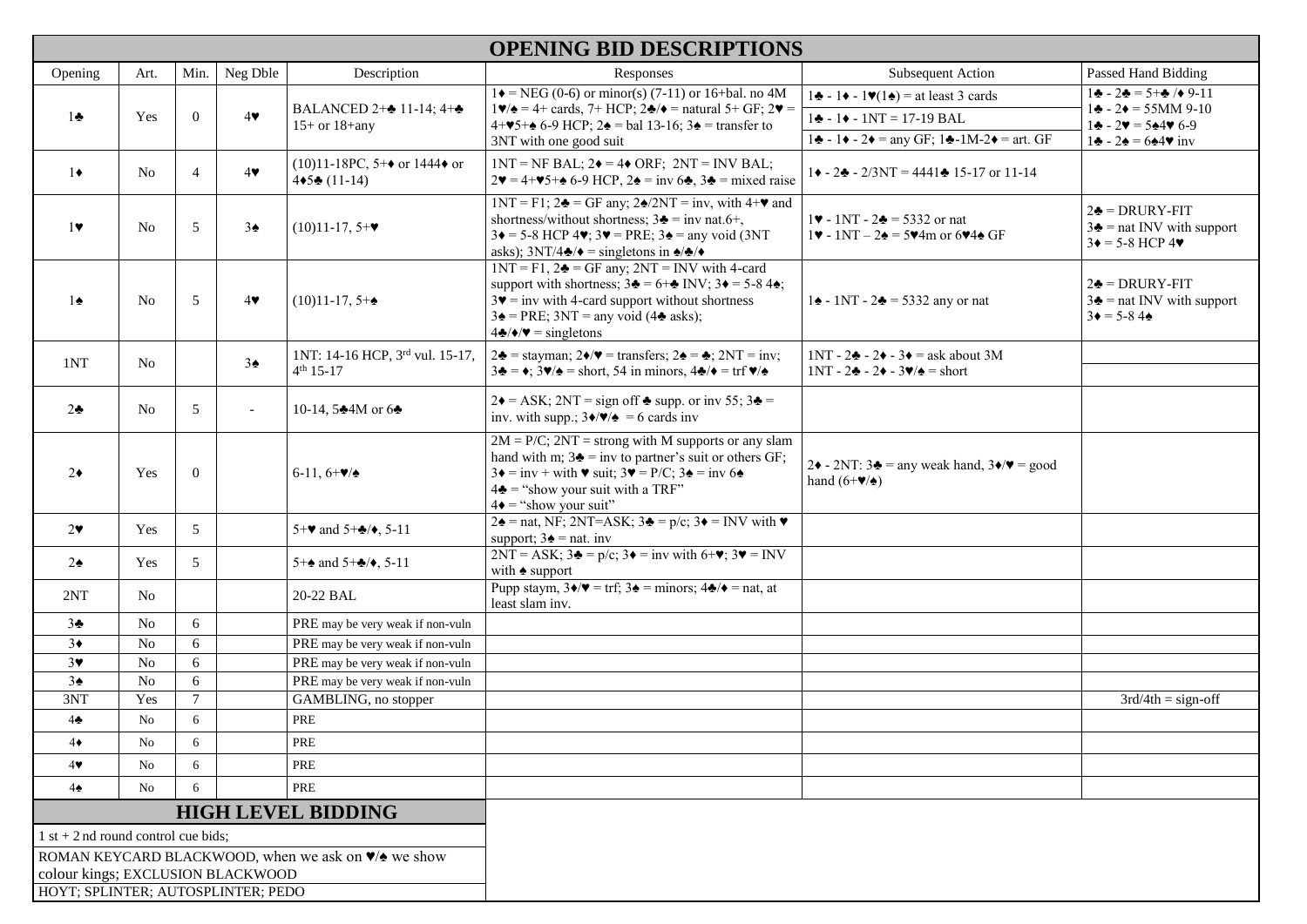# OPENING BID DESCRIPTIONS

| Opening | Art. | Min. | Neg Dble | Description | Responses | Subsequent Action | Passed Hand Bidding |
|---|---|---|---|---|---|---|---|
| 1♣ | Yes | 0 | 4♥ | BALANCED 2+♣ 11-14; 4+♣ 15+ or 18+any | 1♦ = NEG (0-6) or minor(s) (7-11) or 16+bal. no 4M 1♥/♠ = 4+ cards, 7+ HCP; 2♣/♦ = natural 5+ GF; 2♥ = 4+♥5+♠ 6-9 HCP; 2♠ = bal 13-16; 3♠ = transfer to 3NT with one good suit | 1♣ - 1♦ - 1♥(1♠) = at least 3 cards<br>1♣ - 1♦ - 1NT = 17-19 BAL<br>1♣ - 1♦ - 2♦ = any GF; 1♣-1M-2♦ = art. GF | 1♣ - 2♣ = 5+♣ /♦ 9-11<br>1♣ - 2♦ = 55MM 9-10<br>1♣ - 2♥ = 5♠4♥ 6-9<br>1♣ - 2♠ = 6♠4♥ inv |
| 1♦ | No | 4 | 4♥ | (10)11-18PC, 5+♦ or 1444♦ or 4♦5♣ (11-14) | 1NT = NF BAL; 2♦ = 4♦ ORF; 2NT = INV BAL; 2♥ = 4+♥5+♠ 6-9 HCP, 2♠ = inv 6♣, 3♣ = mixed raise | 1♦ - 2♣ - 2/3NT = 4441♣ 15-17 or 11-14 | |
| 1♥ | No | 5 | 3♠ | (10)11-17, 5+♥ | 1NT = F1; 2♣ = GF any; 2♠/2NT = inv, with 4+♥ and shortness/without shortness; 3♣ = inv nat.6+, 3♦ = 5-8 HCP 4♥; 3♥ = PRE; 3♠ = any void (3NT asks); 3NT/4♣/♦ = singletons in ♠/♣/♦ | 1♥ - 1NT - 2♣ = 5332 or nat<br>1♥ - 1NT – 2♠ = 5♥4m or 6♥4♠ GF | 2♣ = DRURY-FIT<br>3♣ = nat INV with support<br>3♦ = 5-8 HCP 4♥ |
| 1♠ | No | 5 | 4♥ | (10)11-17, 5+♠ | 1NT = F1, 2♣ = GF any; 2NT = INV with 4-card support with shortness; 3♣ = 6+♣ INV; 3♦ = 5-8 4♠; 3♥ = inv with 4-card support without shortness 3♠ = PRE; 3NT = any void (4♣ asks); 4♣/♦/♥ = singletons | 1♠ - 1NT - 2♣ = 5332 any or nat | 2♣ = DRURY-FIT<br>3♣ = nat INV with support<br>3♦ = 5-8 4♠ |
| 1NT | No | | 3♠ | 1NT: 14-16 HCP, 3rd vul. 15-17, 4th 15-17 | 2♣ = stayman; 2♦/♥ = transfers; 2♠ = ♣; 2NT = inv; 3♣ = ♦; 3♥/♠ = short, 54 in minors, 4♣/♦ = trf ♥/♠ | 1NT - 2♣ - 2♦ - 3♦ = ask about 3M<br>1NT - 2♣ - 2♦ - 3♥/♠ = short | |
| 2♣ | No | 5 | - | 10-14, 5♣4M or 6♣ | 2♦ = ASK; 2NT = sign off ♣ supp. or inv 55; 3♣ = inv. with supp.; 3♦/♥/♠ = 6 cards inv | | |
| 2♦ | Yes | 0 | | 6-11, 6+♥/♠ | 2M = P/C; 2NT = strong with M supports or any slam hand with m; 3♣ = inv to partner's suit or others GF; 3♦ = inv + with ♥ suit; 3♥ = P/C; 3♠ = inv 6♠ 4♣ = "show your suit with a TRF" 4♦ = "show your suit" | 2♦ - 2NT: 3♣ = any weak hand, 3♦/♥ = good hand (6+♥/♠) | |
| 2♥ | Yes | 5 | | 5+♥ and 5+♣/♦, 5-11 | 2♠ = nat, NF; 2NT=ASK; 3♣ = p/c; 3♦ = INV with ♥ support; 3♠ = nat. inv | | |
| 2♠ | Yes | 5 | | 5+♠ and 5+♣/♦, 5-11 | 2NT = ASK; 3♣ = p/c; 3♦ = inv with 6+♥; 3♥ = INV with ♠ support | | |
| 2NT | No | | | 20-22 BAL | Pupp staym, 3♦/♥ = trf; 3♠ = minors; 4♣/♦ = nat, at least slam inv. | | |
| 3♣ | No | 6 | | PRE may be very weak if non-vuln | | | |
| 3♦ | No | 6 | | PRE may be very weak if non-vuln | | | |
| 3♥ | No | 6 | | PRE may be very weak if non-vuln | | | |
| 3♠ | No | 6 | | PRE may be very weak if non-vuln | | | |
| 3NT | Yes | 7 | | GAMBLING, no stopper | | | 3rd/4th = sign-off |
| 4♣ | No | 6 | | PRE | | | |
| 4♦ | No | 6 | | PRE | | | |
| 4♥ | No | 6 | | PRE | | | |
| 4♠ | No | 6 | | PRE | | | |

# HIGH LEVEL BIDDING

1 st + 2 nd round control cue bids;

ROMAN KEYCARD BLACKWOOD, when we ask on ♥/♠ we show colour kings; EXCLUSION BLACKWOOD

HOYT; SPLINTER; AUTOSPLINTER; PEDO